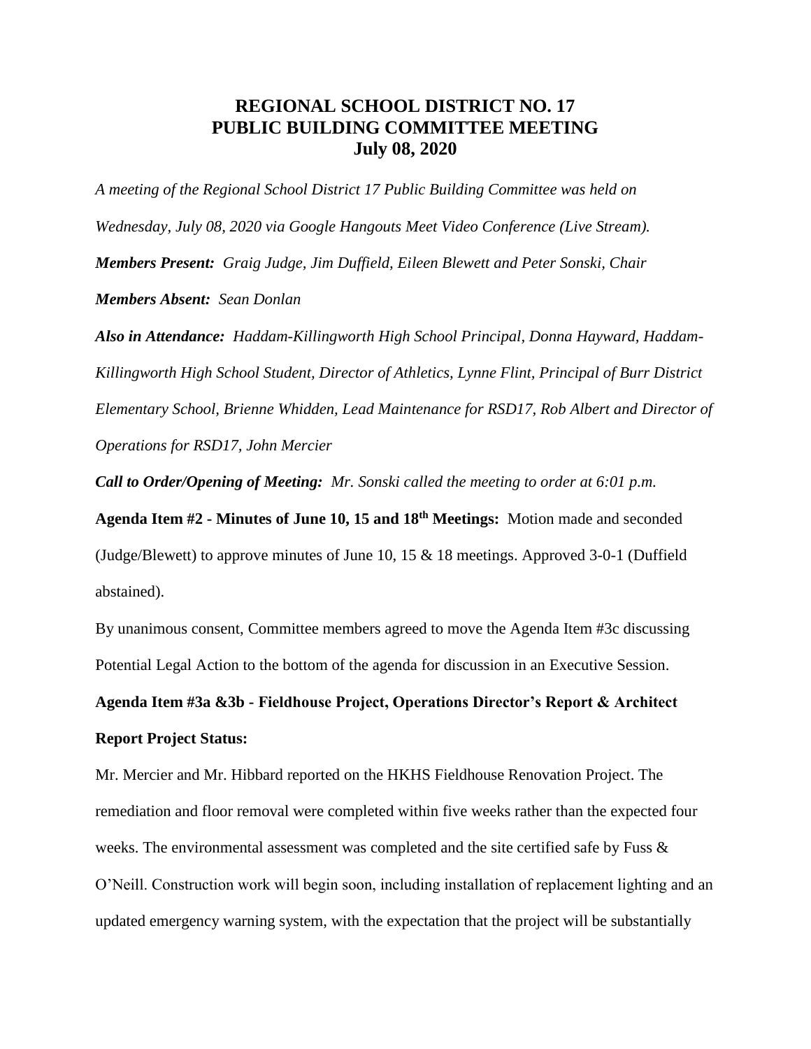# REGIONAL SCHOOL DISTRICT NO. 17
# PUBLIC BUILDING COMMITTEE MEETING
# July 08, 2020

*A meeting of the Regional School District 17 Public Building Committee was held on Wednesday, July 08, 2020 via Google Hangouts Meet Video Conference (Live Stream).*

***Members Present:*** *Graig Judge, Jim Duffield, Eileen Blewett and Peter Sonski, Chair*

***Members Absent:*** *Sean Donlan*

***Also in Attendance:*** *Haddam-Killingworth High School Principal, Donna Hayward, Haddam-Killingworth High School Student, Director of Athletics, Lynne Flint, Principal of Burr District Elementary School, Brienne Whidden, Lead Maintenance for RSD17, Rob Albert and Director of Operations for RSD17, John Mercier*

***Call to Order/Opening of Meeting:*** *Mr. Sonski called the meeting to order at 6:01 p.m.*

**Agenda Item #2 - Minutes of June 10, 15 and 18th Meetings:** Motion made and seconded (Judge/Blewett) to approve minutes of June 10, 15 & 18 meetings. Approved 3-0-1 (Duffield abstained).

By unanimous consent, Committee members agreed to move the Agenda Item #3c discussing Potential Legal Action to the bottom of the agenda for discussion in an Executive Session.

**Agenda Item #3a &3b - Fieldhouse Project, Operations Director's Report & Architect Report Project Status:**

Mr. Mercier and Mr. Hibbard reported on the HKHS Fieldhouse Renovation Project. The remediation and floor removal were completed within five weeks rather than the expected four weeks. The environmental assessment was completed and the site certified safe by Fuss & O'Neill. Construction work will begin soon, including installation of replacement lighting and an updated emergency warning system, with the expectation that the project will be substantially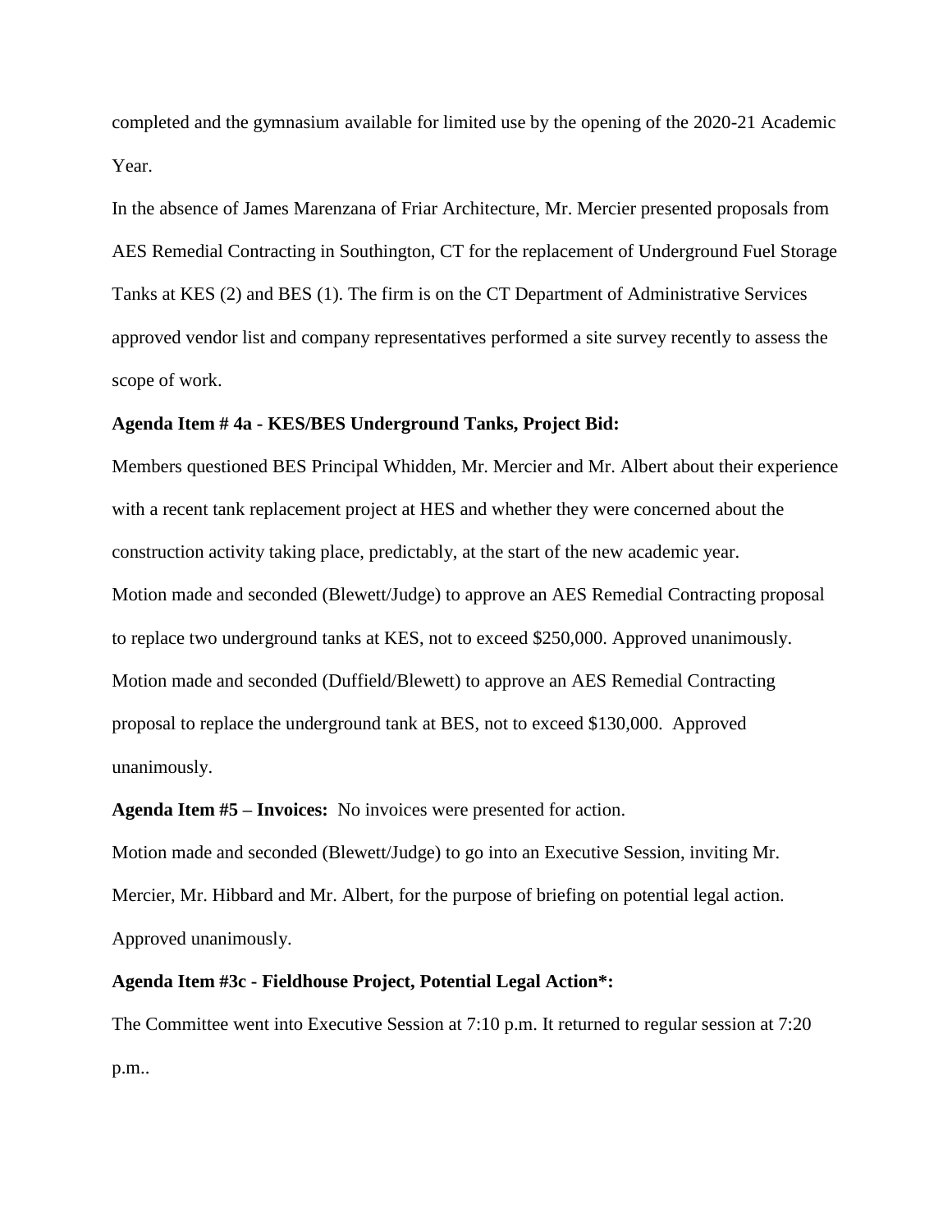completed and the gymnasium available for limited use by the opening of the 2020-21 Academic Year.

In the absence of James Marenzana of Friar Architecture, Mr. Mercier presented proposals from AES Remedial Contracting in Southington, CT for the replacement of Underground Fuel Storage Tanks at KES (2) and BES (1). The firm is on the CT Department of Administrative Services approved vendor list and company representatives performed a site survey recently to assess the scope of work.

**Agenda Item # 4a - KES/BES Underground Tanks, Project Bid:**

Members questioned BES Principal Whidden, Mr. Mercier and Mr. Albert about their experience with a recent tank replacement project at HES and whether they were concerned about the construction activity taking place, predictably, at the start of the new academic year.

Motion made and seconded (Blewett/Judge) to approve an AES Remedial Contracting proposal to replace two underground tanks at KES, not to exceed $250,000. Approved unanimously.

Motion made and seconded (Duffield/Blewett) to approve an AES Remedial Contracting proposal to replace the underground tank at BES, not to exceed $130,000. Approved unanimously.

**Agenda Item #5 – Invoices:** No invoices were presented for action.

Motion made and seconded (Blewett/Judge) to go into an Executive Session, inviting Mr. Mercier, Mr. Hibbard and Mr. Albert, for the purpose of briefing on potential legal action. Approved unanimously.

**Agenda Item #3c - Fieldhouse Project, Potential Legal Action*:**

The Committee went into Executive Session at 7:10 p.m. It returned to regular session at 7:20 p.m..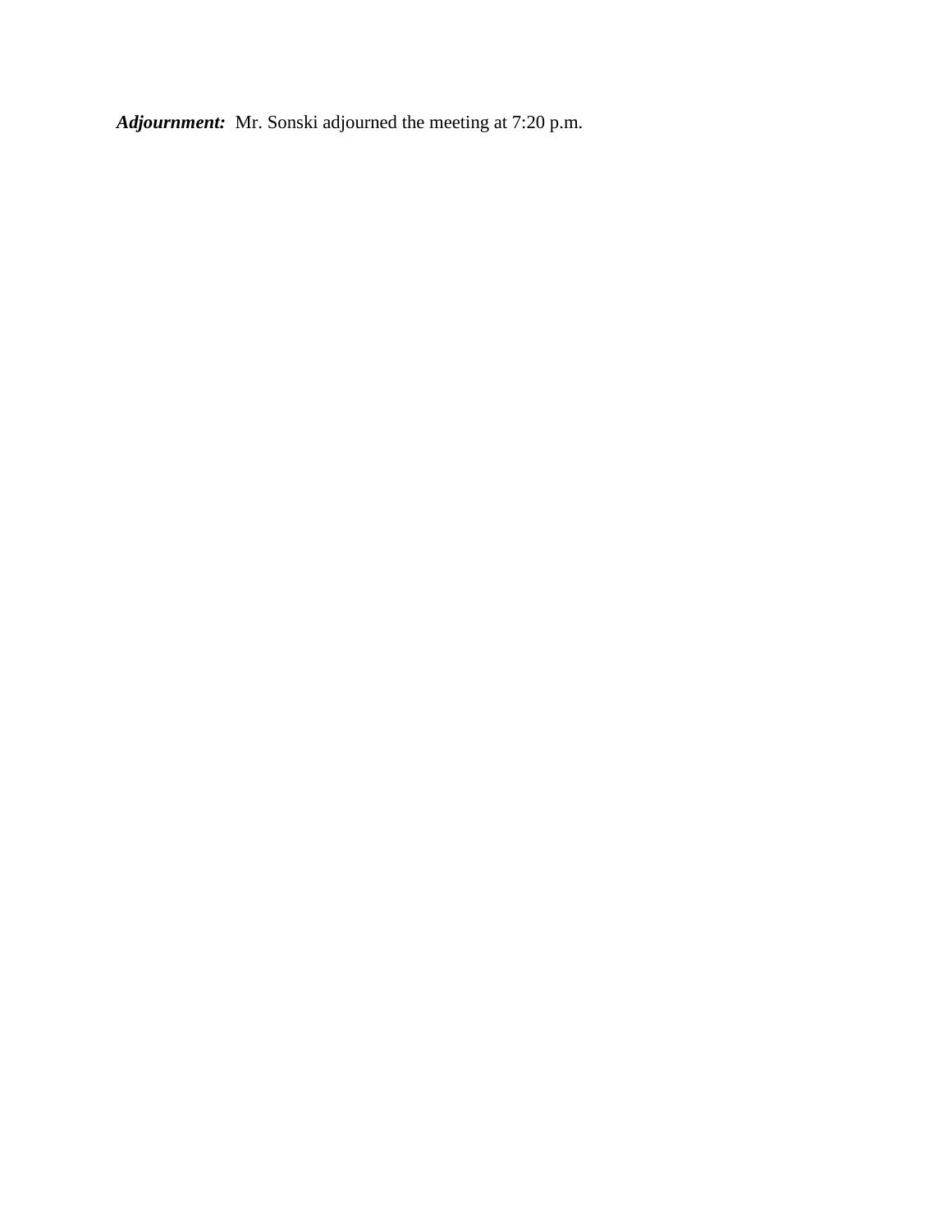***Adjournment:*** Mr. Sonski adjourned the meeting at 7:20 p.m.